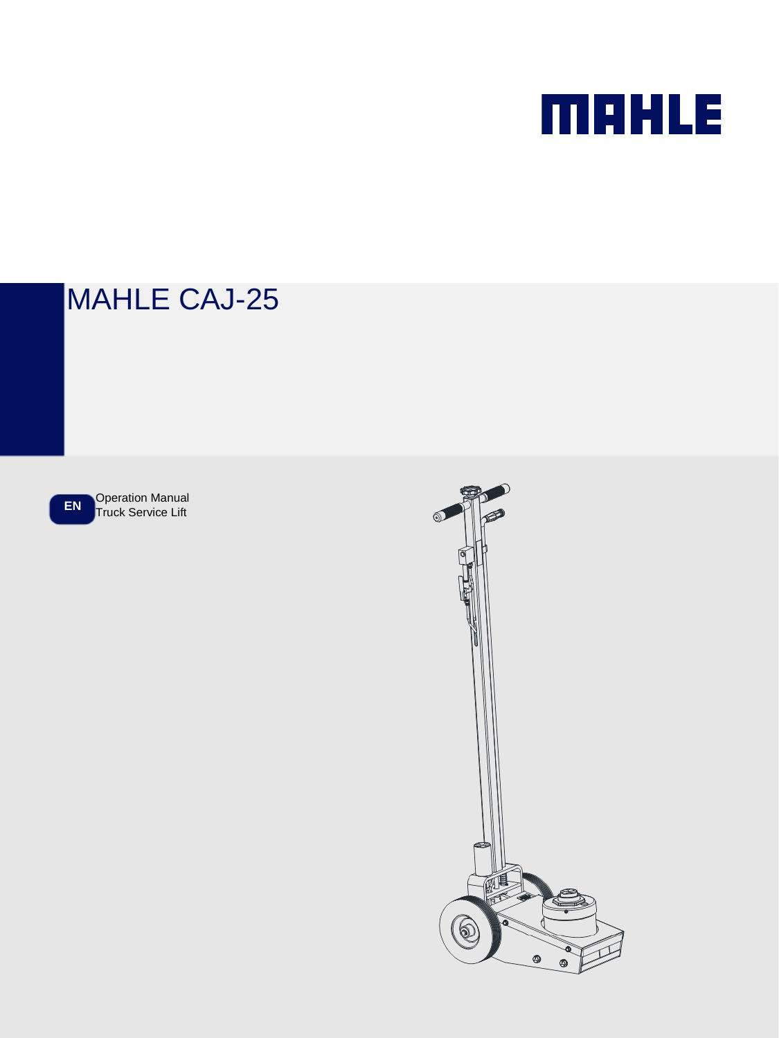MAHLE

# MAHLE CAJ-25

EN

Operation Manual
Truck Service Lift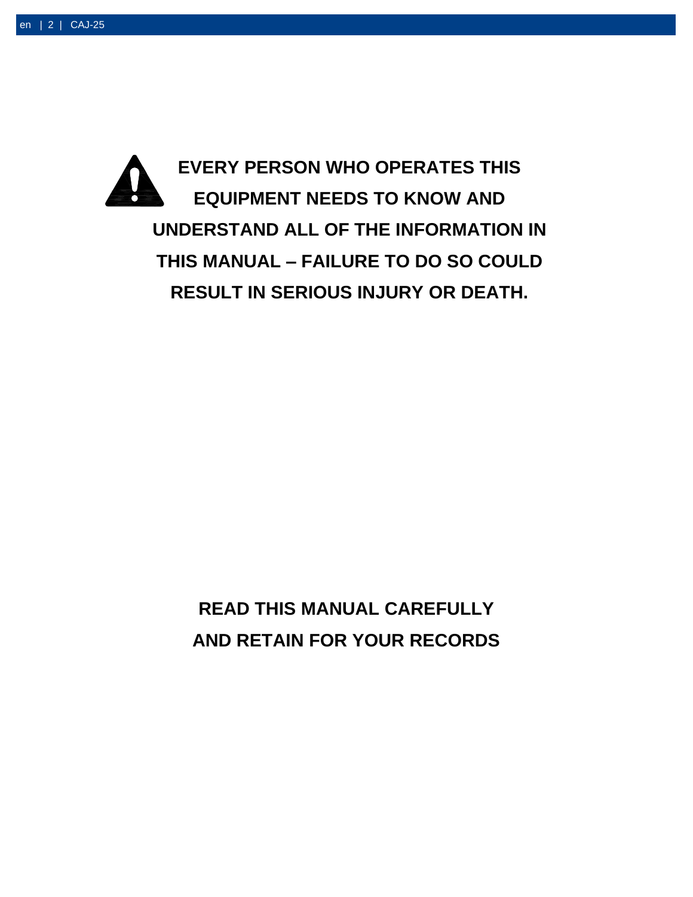**EVERY PERSON WHO OPERATES THIS EQUIPMENT NEEDS TO KNOW AND UNDERSTAND ALL OF THE INFORMATION IN THIS MANUAL – FAILURE TO DO SO COULD RESULT IN SERIOUS INJURY OR DEATH.**

**READ THIS MANUAL CAREFULLY AND RETAIN FOR YOUR RECORDS**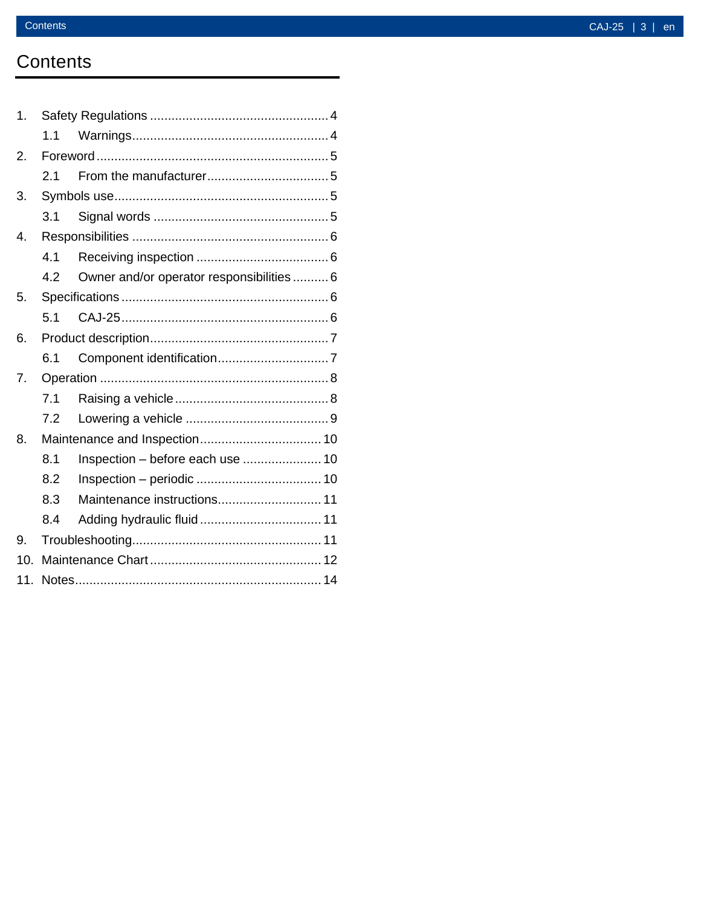# Contents

1. Safety Regulations ..... 4
   - 1.1 Warnings ..... 4
2. Foreword ..... 5
   - 2.1 From the manufacturer ..... 5
3. Symbols use ..... 5
   - 3.1 Signal words ..... 5
4. Responsibilities ..... 6
   - 4.1 Receiving inspection ..... 6
   - 4.2 Owner and/or operator responsibilities ..... 6
5. Specifications ..... 6
   - 5.1 CAJ-25 ..... 6
6. Product description ..... 7
   - 6.1 Component identification ..... 7
7. Operation ..... 8
   - 7.1 Raising a vehicle ..... 8
   - 7.2 Lowering a vehicle ..... 9
8. Maintenance and Inspection ..... 10
   - 8.1 Inspection – before each use ..... 10
   - 8.2 Inspection – periodic ..... 10
   - 8.3 Maintenance instructions ..... 11
   - 8.4 Adding hydraulic fluid ..... 11
9. Troubleshooting ..... 11
10. Maintenance Chart ..... 12
11. Notes ..... 14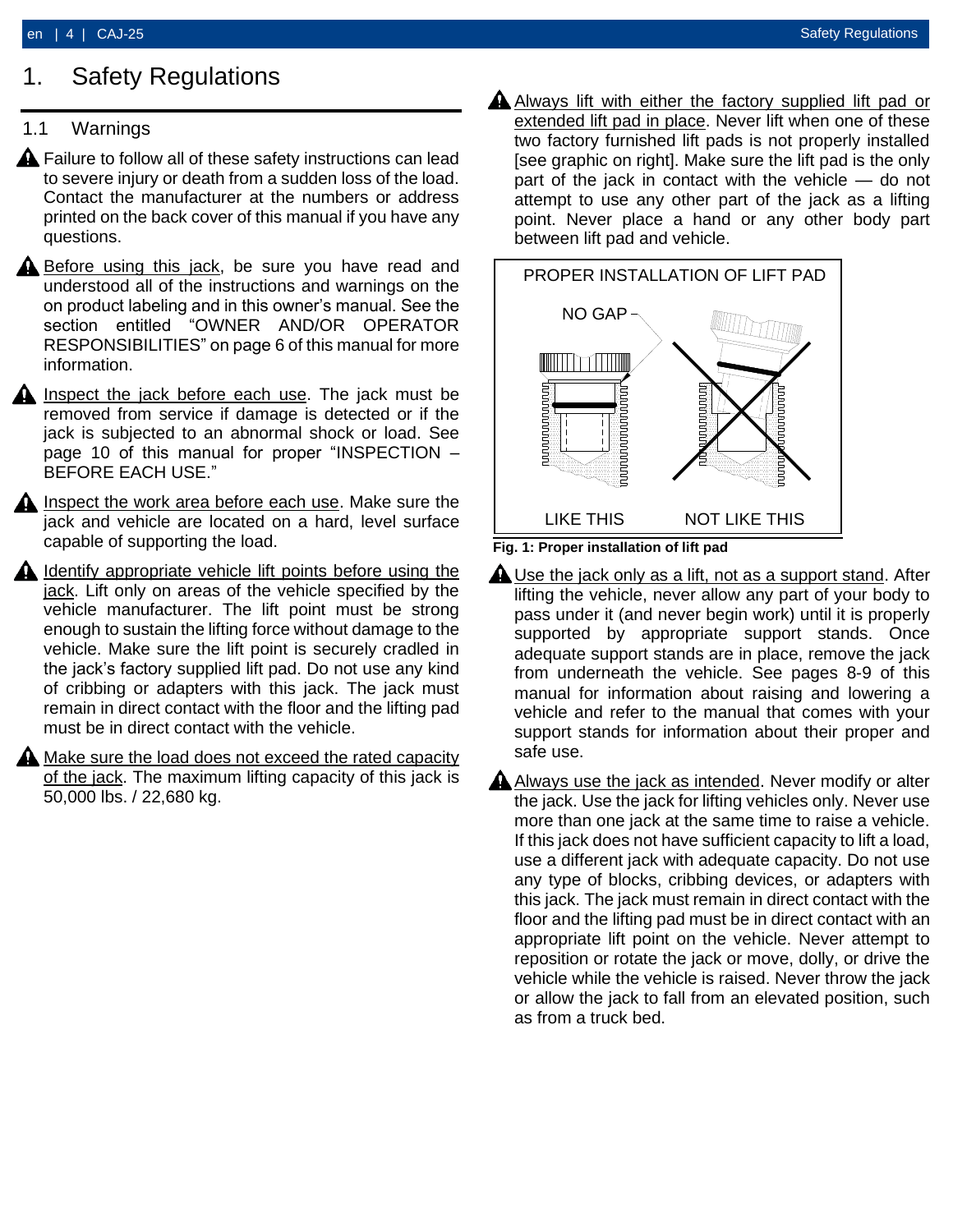# 1. Safety Regulations

## 1.1 Warnings

⚠ Failure to follow all of these safety instructions can lead to severe injury or death from a sudden loss of the load. Contact the manufacturer at the numbers or address printed on the back cover of this manual if you have any questions.

⚠ Before using this jack, be sure you have read and understood all of the instructions and warnings on the on product labeling and in this owner's manual. See the section entitled "OWNER AND/OR OPERATOR RESPONSIBILITIES" on page 6 of this manual for more information.

⚠ Inspect the jack before each use. The jack must be removed from service if damage is detected or if the jack is subjected to an abnormal shock or load. See page 10 of this manual for proper "INSPECTION – BEFORE EACH USE."

⚠ Inspect the work area before each use. Make sure the jack and vehicle are located on a hard, level surface capable of supporting the load.

⚠ Identify appropriate vehicle lift points before using the jack. Lift only on areas of the vehicle specified by the vehicle manufacturer. The lift point must be strong enough to sustain the lifting force without damage to the vehicle. Make sure the lift point is securely cradled in the jack's factory supplied lift pad. Do not use any kind of cribbing or adapters with this jack. The jack must remain in direct contact with the floor and the lifting pad must be in direct contact with the vehicle.

⚠ Make sure the load does not exceed the rated capacity of the jack. The maximum lifting capacity of this jack is 50,000 lbs. / 22,680 kg.

⚠ Always lift with either the factory supplied lift pad or extended lift pad in place. Never lift when one of these two factory furnished lift pads is not properly installed [see graphic on right]. Make sure the lift pad is the only part of the jack in contact with the vehicle — do not attempt to use any other part of the jack as a lifting point. Never place a hand or any other body part between lift pad and vehicle.

PROPER INSTALLATION OF LIFT PAD

NO GAP

LIKE THIS    NOT LIKE THIS

**Fig. 1: Proper installation of lift pad**

⚠ Use the jack only as a lift, not as a support stand. After lifting the vehicle, never allow any part of your body to pass under it (and never begin work) until it is properly supported by appropriate support stands. Once adequate support stands are in place, remove the jack from underneath the vehicle. See pages 8-9 of this manual for information about raising and lowering a vehicle and refer to the manual that comes with your support stands for information about their proper and safe use.

⚠ Always use the jack as intended. Never modify or alter the jack. Use the jack for lifting vehicles only. Never use more than one jack at the same time to raise a vehicle. If this jack does not have sufficient capacity to lift a load, use a different jack with adequate capacity. Do not use any type of blocks, cribbing devices, or adapters with this jack. The jack must remain in direct contact with the floor and the lifting pad must be in direct contact with an appropriate lift point on the vehicle. Never attempt to reposition or rotate the jack or move, dolly, or drive the vehicle while the vehicle is raised. Never throw the jack or allow the jack to fall from an elevated position, such as from a truck bed.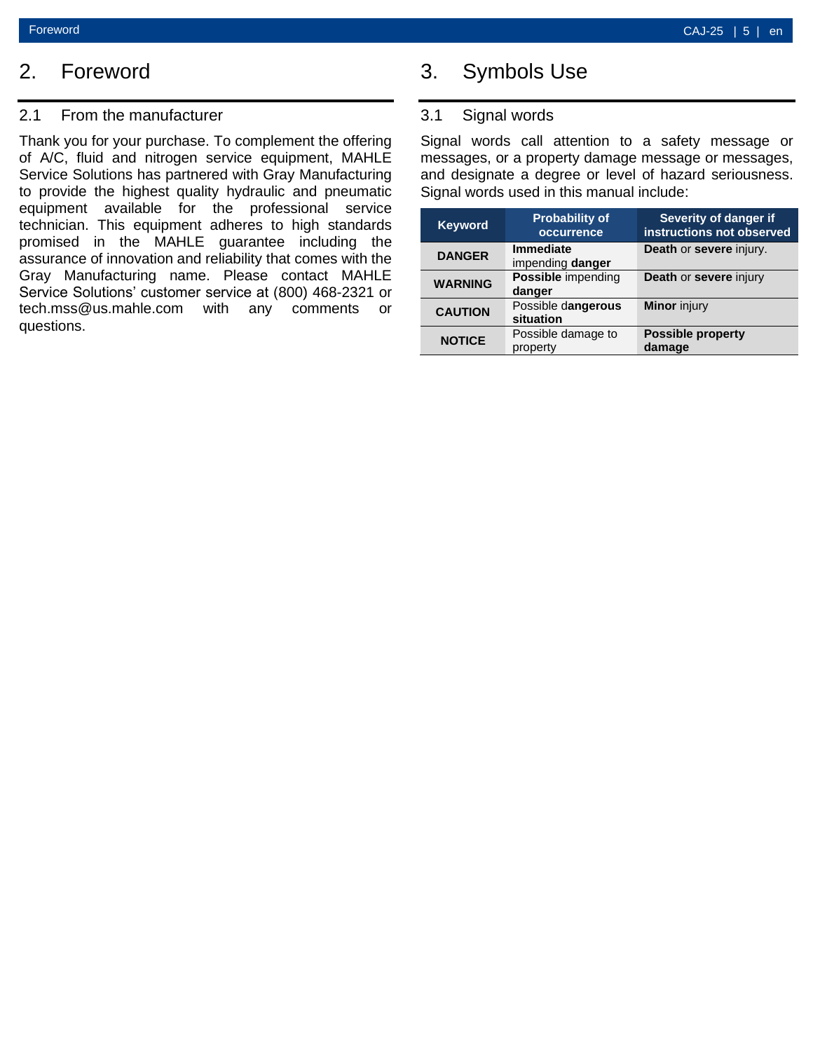# 2. Foreword

## 2.1 From the manufacturer

Thank you for your purchase. To complement the offering of A/C, fluid and nitrogen service equipment, MAHLE Service Solutions has partnered with Gray Manufacturing to provide the highest quality hydraulic and pneumatic equipment available for the professional service technician. This equipment adheres to high standards promised in the MAHLE guarantee including the assurance of innovation and reliability that comes with the Gray Manufacturing name. Please contact MAHLE Service Solutions' customer service at (800) 468-2321 or tech.mss@us.mahle.com with any comments or questions.

# 3. Symbols Use

## 3.1 Signal words

Signal words call attention to a safety message or messages, or a property damage message or messages, and designate a degree or level of hazard seriousness. Signal words used in this manual include:

| Keyword | Probability of occurrence | Severity of danger if instructions not observed |
|---|---|---|
| **DANGER** | **Immediate** impending **danger** | **Death** or **severe** injury. |
| **WARNING** | **Possible** impending **danger** | **Death** or **severe** injury |
| **CAUTION** | Possible d**angerous situation** | **Minor** injury |
| **NOTICE** | Possible damage to property | **Possible property damage** |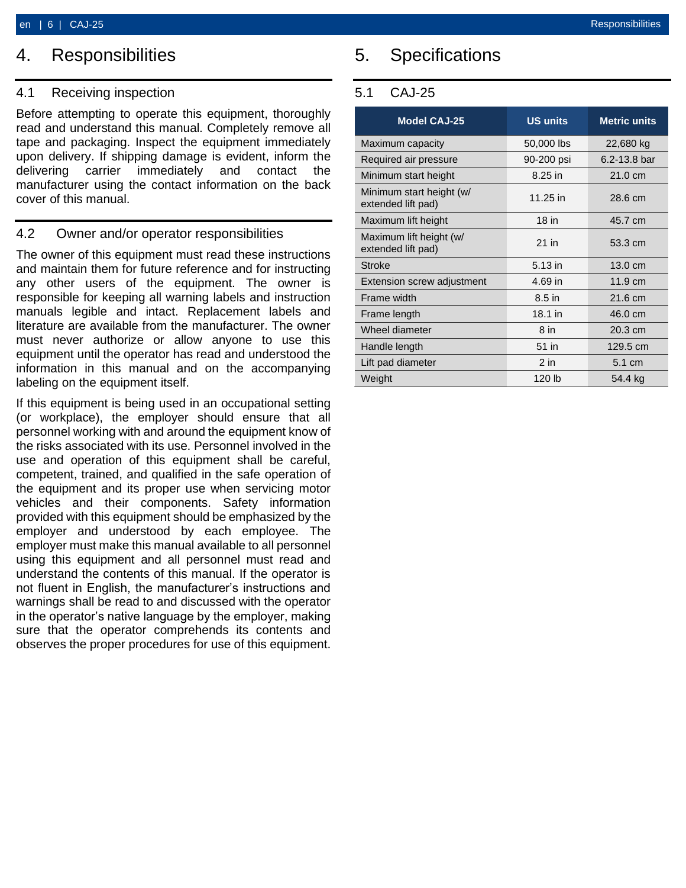# 4. Responsibilities

## 4.1 Receiving inspection

Before attempting to operate this equipment, thoroughly read and understand this manual. Completely remove all tape and packaging. Inspect the equipment immediately upon delivery. If shipping damage is evident, inform the delivering carrier immediately and contact the manufacturer using the contact information on the back cover of this manual.

## 4.2 Owner and/or operator responsibilities

The owner of this equipment must read these instructions and maintain them for future reference and for instructing any other users of the equipment. The owner is responsible for keeping all warning labels and instruction manuals legible and intact. Replacement labels and literature are available from the manufacturer. The owner must never authorize or allow anyone to use this equipment until the operator has read and understood the information in this manual and on the accompanying labeling on the equipment itself.

If this equipment is being used in an occupational setting (or workplace), the employer should ensure that all personnel working with and around the equipment know of the risks associated with its use. Personnel involved in the use and operation of this equipment shall be careful, competent, trained, and qualified in the safe operation of the equipment and its proper use when servicing motor vehicles and their components. Safety information provided with this equipment should be emphasized by the employer and understood by each employee. The employer must make this manual available to all personnel using this equipment and all personnel must read and understand the contents of this manual. If the operator is not fluent in English, the manufacturer's instructions and warnings shall be read to and discussed with the operator in the operator's native language by the employer, making sure that the operator comprehends its contents and observes the proper procedures for use of this equipment.

# 5. Specifications

## 5.1 CAJ-25

| Model CAJ-25 | US units | Metric units |
|---|---|---|
| Maximum capacity | 50,000 lbs | 22,680 kg |
| Required air pressure | 90-200 psi | 6.2-13.8 bar |
| Minimum start height | 8.25 in | 21.0 cm |
| Minimum start height (w/ extended lift pad) | 11.25 in | 28.6 cm |
| Maximum lift height | 18 in | 45.7 cm |
| Maximum lift height (w/ extended lift pad) | 21 in | 53.3 cm |
| Stroke | 5.13 in | 13.0 cm |
| Extension screw adjustment | 4.69 in | 11.9 cm |
| Frame width | 8.5 in | 21.6 cm |
| Frame length | 18.1 in | 46.0 cm |
| Wheel diameter | 8 in | 20.3 cm |
| Handle length | 51 in | 129.5 cm |
| Lift pad diameter | 2 in | 5.1 cm |
| Weight | 120 lb | 54.4 kg |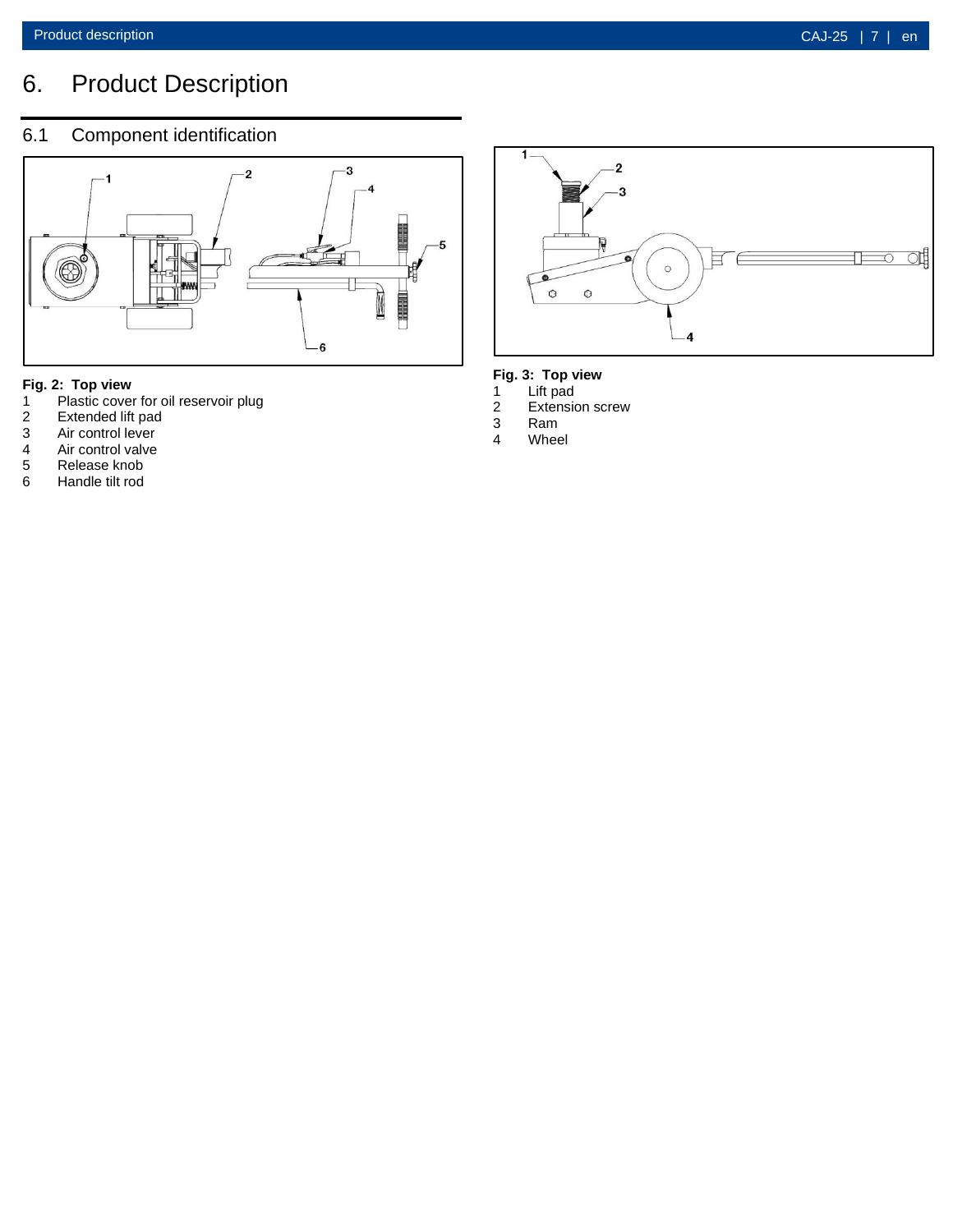# 6. Product Description

## 6.1 Component identification

**Fig. 2: Top view**

1 Plastic cover for oil reservoir plug
2 Extended lift pad
3 Air control lever
4 Air control valve
5 Release knob
6 Handle tilt rod

**Fig. 3: Top view**

1 Lift pad
2 Extension screw
3 Ram
4 Wheel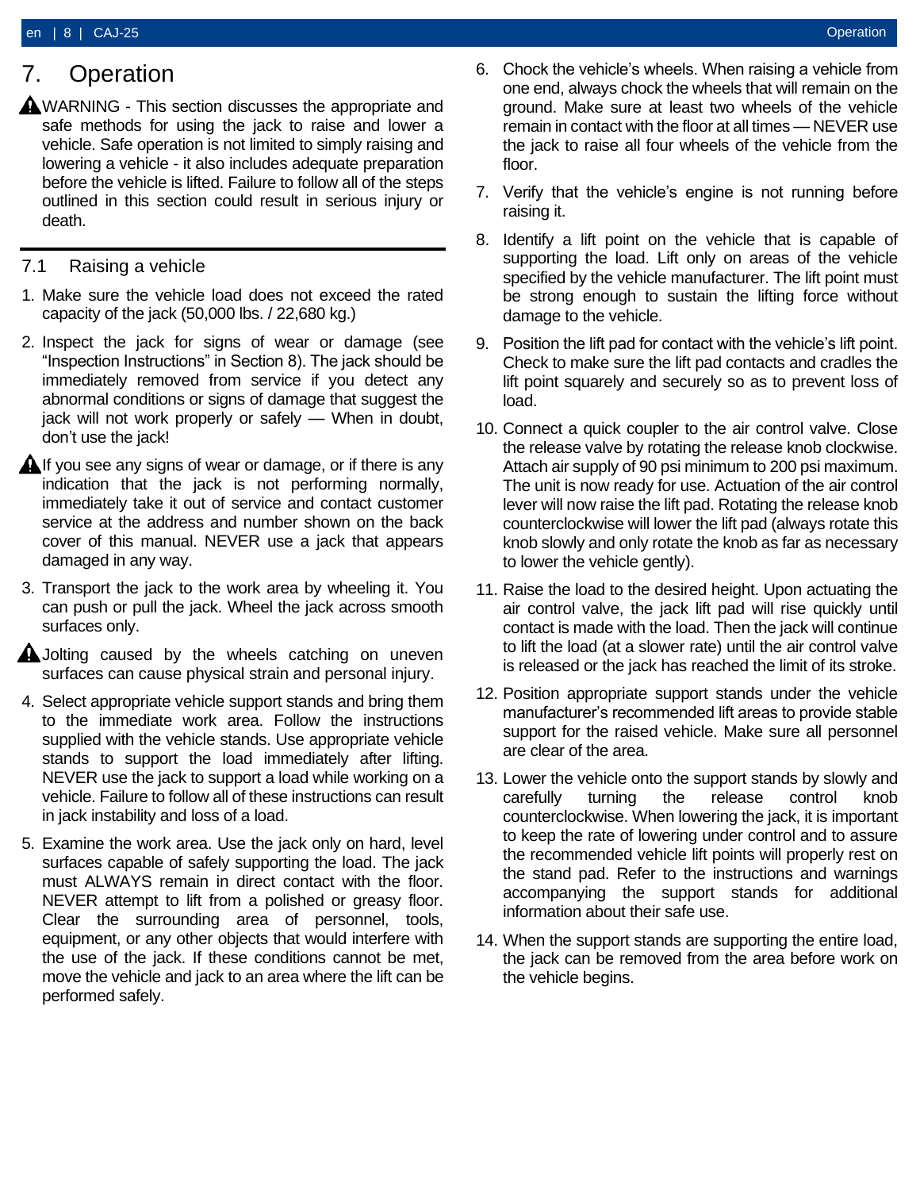# 7. Operation

⚠WARNING - This section discusses the appropriate and safe methods for using the jack to raise and lower a vehicle. Safe operation is not limited to simply raising and lowering a vehicle - it also includes adequate preparation before the vehicle is lifted. Failure to follow all of the steps outlined in this section could result in serious injury or death.

## 7.1 Raising a vehicle

1. Make sure the vehicle load does not exceed the rated capacity of the jack (50,000 lbs. / 22,680 kg.)
2. Inspect the jack for signs of wear or damage (see "Inspection Instructions" in Section 8). The jack should be immediately removed from service if you detect any abnormal conditions or signs of damage that suggest the jack will not work properly or safely — When in doubt, don't use the jack!

⚠If you see any signs of wear or damage, or if there is any indication that the jack is not performing normally, immediately take it out of service and contact customer service at the address and number shown on the back cover of this manual. NEVER use a jack that appears damaged in any way.

3. Transport the jack to the work area by wheeling it. You can push or pull the jack. Wheel the jack across smooth surfaces only.

⚠Jolting caused by the wheels catching on uneven surfaces can cause physical strain and personal injury.

4. Select appropriate vehicle support stands and bring them to the immediate work area. Follow the instructions supplied with the vehicle stands. Use appropriate vehicle stands to support the load immediately after lifting. NEVER use the jack to support a load while working on a vehicle. Failure to follow all of these instructions can result in jack instability and loss of a load.
5. Examine the work area. Use the jack only on hard, level surfaces capable of safely supporting the load. The jack must ALWAYS remain in direct contact with the floor. NEVER attempt to lift from a polished or greasy floor. Clear the surrounding area of personnel, tools, equipment, or any other objects that would interfere with the use of the jack. If these conditions cannot be met, move the vehicle and jack to an area where the lift can be performed safely.
6. Chock the vehicle's wheels. When raising a vehicle from one end, always chock the wheels that will remain on the ground. Make sure at least two wheels of the vehicle remain in contact with the floor at all times — NEVER use the jack to raise all four wheels of the vehicle from the floor.
7. Verify that the vehicle's engine is not running before raising it.
8. Identify a lift point on the vehicle that is capable of supporting the load. Lift only on areas of the vehicle specified by the vehicle manufacturer. The lift point must be strong enough to sustain the lifting force without damage to the vehicle.
9. Position the lift pad for contact with the vehicle's lift point. Check to make sure the lift pad contacts and cradles the lift point squarely and securely so as to prevent loss of load.
10. Connect a quick coupler to the air control valve. Close the release valve by rotating the release knob clockwise. Attach air supply of 90 psi minimum to 200 psi maximum. The unit is now ready for use. Actuation of the air control lever will now raise the lift pad. Rotating the release knob counterclockwise will lower the lift pad (always rotate this knob slowly and only rotate the knob as far as necessary to lower the vehicle gently).
11. Raise the load to the desired height. Upon actuating the air control valve, the jack lift pad will rise quickly until contact is made with the load. Then the jack will continue to lift the load (at a slower rate) until the air control valve is released or the jack has reached the limit of its stroke.
12. Position appropriate support stands under the vehicle manufacturer's recommended lift areas to provide stable support for the raised vehicle. Make sure all personnel are clear of the area.
13. Lower the vehicle onto the support stands by slowly and carefully turning the release control knob counterclockwise. When lowering the jack, it is important to keep the rate of lowering under control and to assure the recommended vehicle lift points will properly rest on the stand pad. Refer to the instructions and warnings accompanying the support stands for additional information about their safe use.
14. When the support stands are supporting the entire load, the jack can be removed from the area before work on the vehicle begins.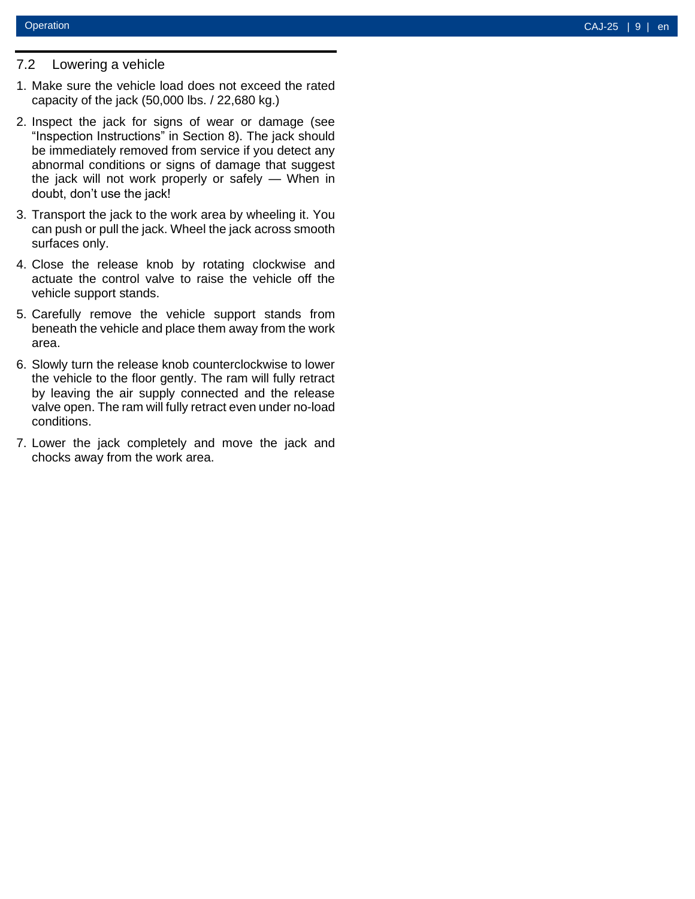## 7.2 Lowering a vehicle

1. Make sure the vehicle load does not exceed the rated capacity of the jack (50,000 lbs. / 22,680 kg.)
2. Inspect the jack for signs of wear or damage (see "Inspection Instructions" in Section 8). The jack should be immediately removed from service if you detect any abnormal conditions or signs of damage that suggest the jack will not work properly or safely — When in doubt, don't use the jack!
3. Transport the jack to the work area by wheeling it. You can push or pull the jack. Wheel the jack across smooth surfaces only.
4. Close the release knob by rotating clockwise and actuate the control valve to raise the vehicle off the vehicle support stands.
5. Carefully remove the vehicle support stands from beneath the vehicle and place them away from the work area.
6. Slowly turn the release knob counterclockwise to lower the vehicle to the floor gently. The ram will fully retract by leaving the air supply connected and the release valve open. The ram will fully retract even under no-load conditions.
7. Lower the jack completely and move the jack and chocks away from the work area.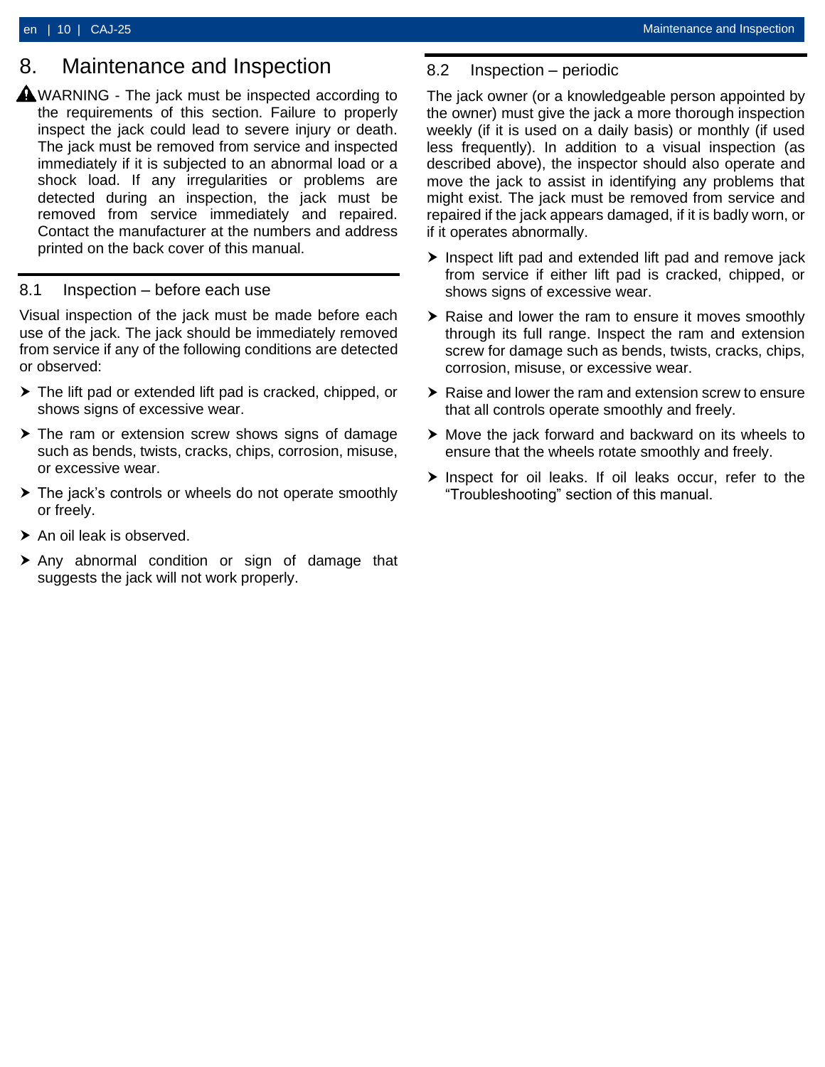# 8. Maintenance and Inspection

⚠ WARNING - The jack must be inspected according to the requirements of this section. Failure to properly inspect the jack could lead to severe injury or death. The jack must be removed from service and inspected immediately if it is subjected to an abnormal load or a shock load. If any irregularities or problems are detected during an inspection, the jack must be removed from service immediately and repaired. Contact the manufacturer at the numbers and address printed on the back cover of this manual.

## 8.1 Inspection – before each use

Visual inspection of the jack must be made before each use of the jack. The jack should be immediately removed from service if any of the following conditions are detected or observed:

- The lift pad or extended lift pad is cracked, chipped, or shows signs of excessive wear.
- The ram or extension screw shows signs of damage such as bends, twists, cracks, chips, corrosion, misuse, or excessive wear.
- The jack's controls or wheels do not operate smoothly or freely.
- An oil leak is observed.
- Any abnormal condition or sign of damage that suggests the jack will not work properly.

## 8.2 Inspection – periodic

The jack owner (or a knowledgeable person appointed by the owner) must give the jack a more thorough inspection weekly (if it is used on a daily basis) or monthly (if used less frequently). In addition to a visual inspection (as described above), the inspector should also operate and move the jack to assist in identifying any problems that might exist. The jack must be removed from service and repaired if the jack appears damaged, if it is badly worn, or if it operates abnormally.

- Inspect lift pad and extended lift pad and remove jack from service if either lift pad is cracked, chipped, or shows signs of excessive wear.
- Raise and lower the ram to ensure it moves smoothly through its full range. Inspect the ram and extension screw for damage such as bends, twists, cracks, chips, corrosion, misuse, or excessive wear.
- Raise and lower the ram and extension screw to ensure that all controls operate smoothly and freely.
- Move the jack forward and backward on its wheels to ensure that the wheels rotate smoothly and freely.
- Inspect for oil leaks. If oil leaks occur, refer to the "Troubleshooting" section of this manual.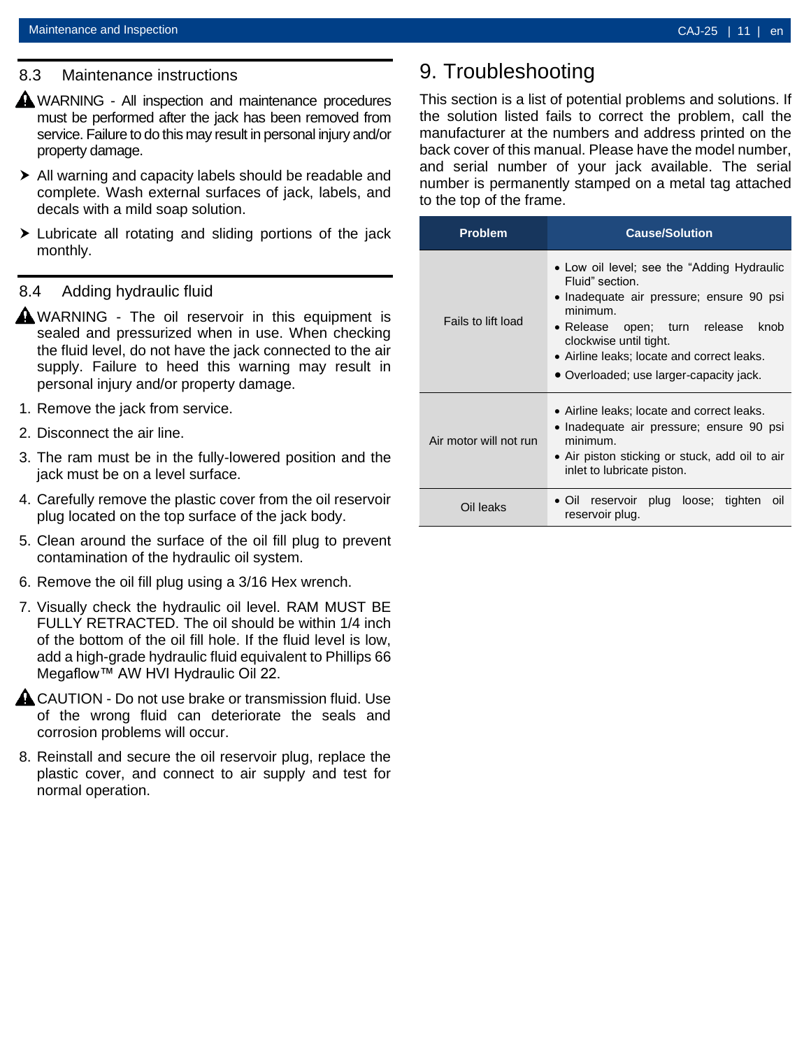### 8.3 Maintenance instructions

⚠ WARNING - All inspection and maintenance procedures must be performed after the jack has been removed from service. Failure to do this may result in personal injury and/or property damage.

- All warning and capacity labels should be readable and complete. Wash external surfaces of jack, labels, and decals with a mild soap solution.
- Lubricate all rotating and sliding portions of the jack monthly.

### 8.4 Adding hydraulic fluid

⚠ WARNING - The oil reservoir in this equipment is sealed and pressurized when in use. When checking the fluid level, do not have the jack connected to the air supply. Failure to heed this warning may result in personal injury and/or property damage.

1. Remove the jack from service.
2. Disconnect the air line.
3. The ram must be in the fully-lowered position and the jack must be on a level surface.
4. Carefully remove the plastic cover from the oil reservoir plug located on the top surface of the jack body.
5. Clean around the surface of the oil fill plug to prevent contamination of the hydraulic oil system.
6. Remove the oil fill plug using a 3/16 Hex wrench.
7. Visually check the hydraulic oil level. RAM MUST BE FULLY RETRACTED. The oil should be within 1/4 inch of the bottom of the oil fill hole. If the fluid level is low, add a high-grade hydraulic fluid equivalent to Phillips 66 Megaflow™ AW HVI Hydraulic Oil 22.

⚠ CAUTION - Do not use brake or transmission fluid. Use of the wrong fluid can deteriorate the seals and corrosion problems will occur.

8. Reinstall and secure the oil reservoir plug, replace the plastic cover, and connect to air supply and test for normal operation.

# 9. Troubleshooting

This section is a list of potential problems and solutions. If the solution listed fails to correct the problem, call the manufacturer at the numbers and address printed on the back cover of this manual. Please have the model number, and serial number of your jack available. The serial number is permanently stamped on a metal tag attached to the top of the frame.

| Problem | Cause/Solution |
|---|---|
| Fails to lift load | • Low oil level; see the "Adding Hydraulic Fluid" section.<br>• Inadequate air pressure; ensure 90 psi minimum.<br>• Release open; turn release knob clockwise until tight.<br>• Airline leaks; locate and correct leaks.<br>• Overloaded; use larger-capacity jack. |
| Air motor will not run | • Airline leaks; locate and correct leaks.<br>• Inadequate air pressure; ensure 90 psi minimum.<br>• Air piston sticking or stuck, add oil to air inlet to lubricate piston. |
| Oil leaks | • Oil reservoir plug loose; tighten oil reservoir plug. |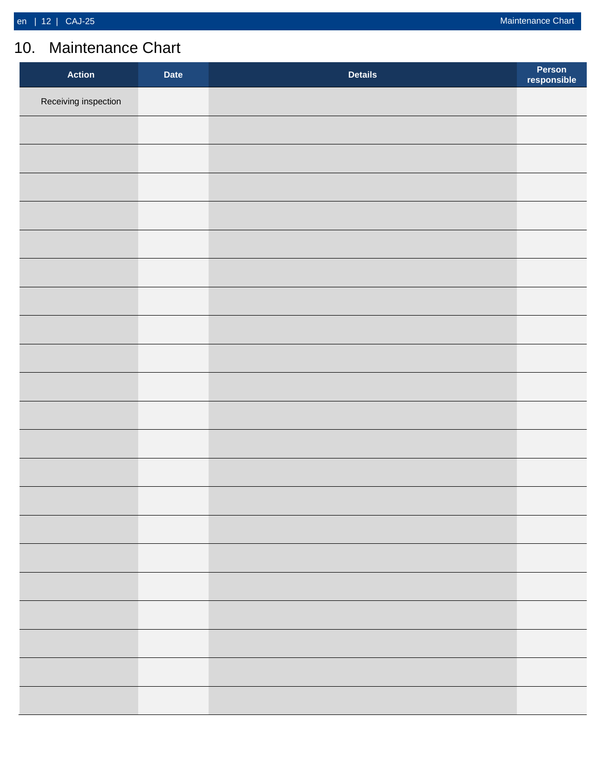# 10. Maintenance Chart

| Action | Date | Details | Person responsible |
|---|---|---|---|
| Receiving inspection | | | |
| | | | |
| | | | |
| | | | |
| | | | |
| | | | |
| | | | |
| | | | |
| | | | |
| | | | |
| | | | |
| | | | |
| | | | |
| | | | |
| | | | |
| | | | |
| | | | |
| | | | |
| | | | |
| | | | |
| | | | |
| | | | |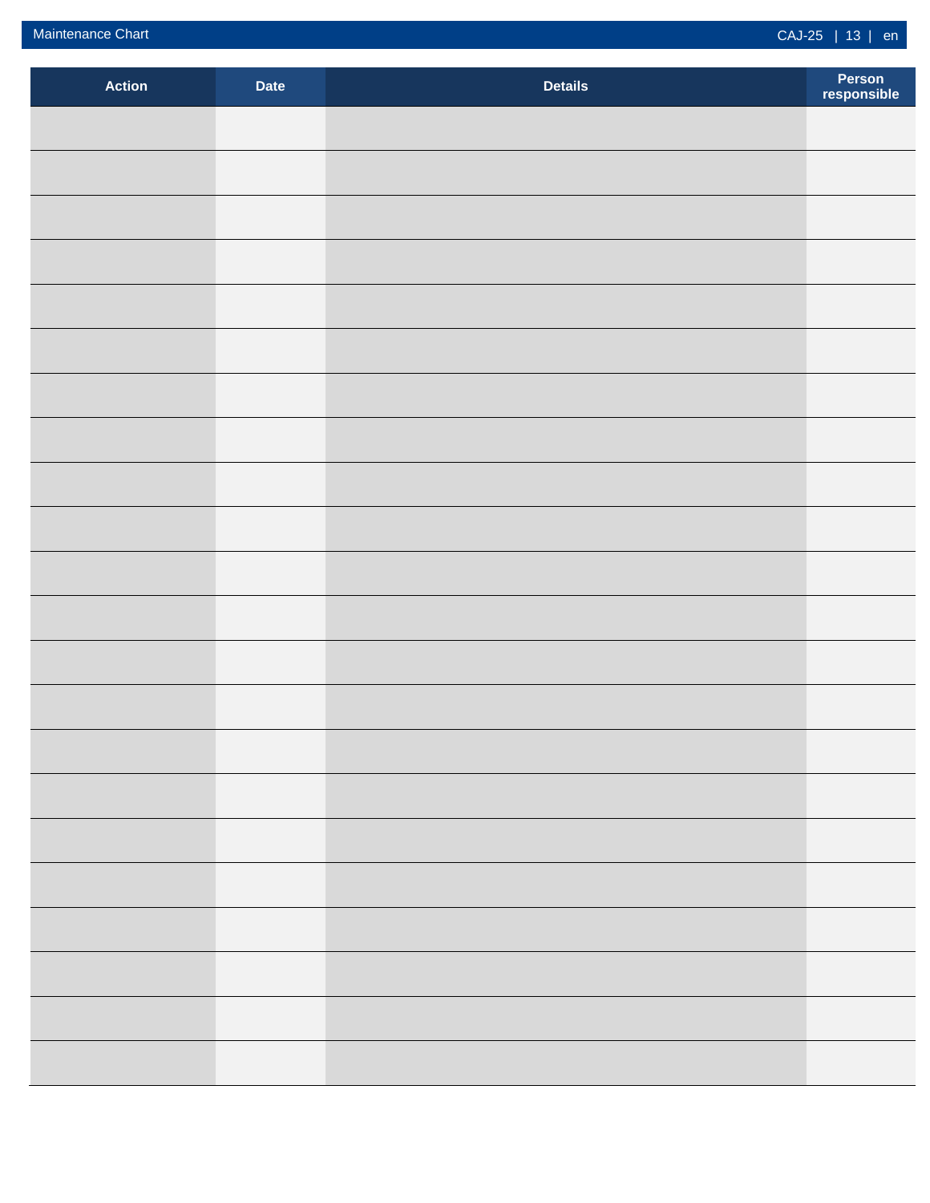| Action | Date | Details | Person responsible |
|---|---|---|---|
| | | | |
| | | | |
| | | | |
| | | | |
| | | | |
| | | | |
| | | | |
| | | | |
| | | | |
| | | | |
| | | | |
| | | | |
| | | | |
| | | | |
| | | | |
| | | | |
| | | | |
| | | | |
| | | | |
| | | | |
| | | | |
| | | | |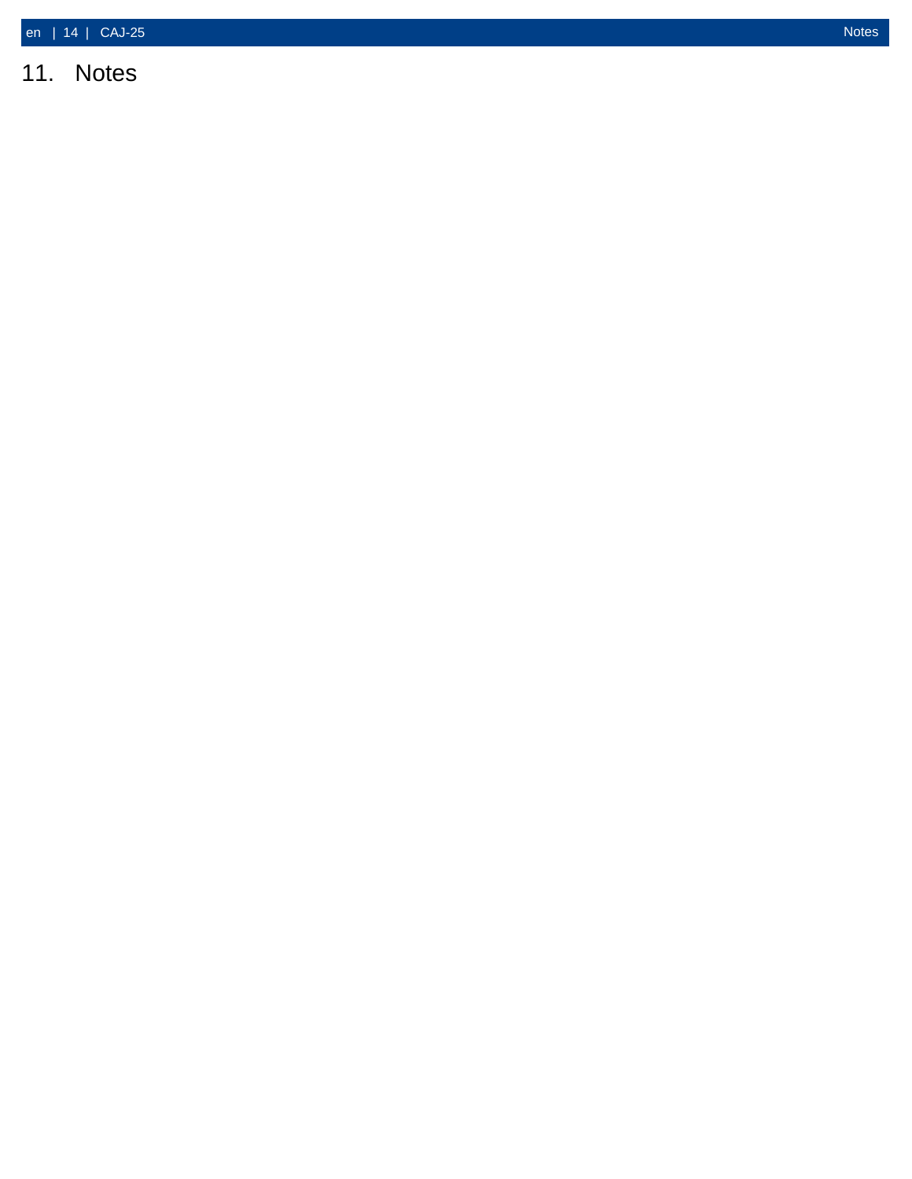# 11. Notes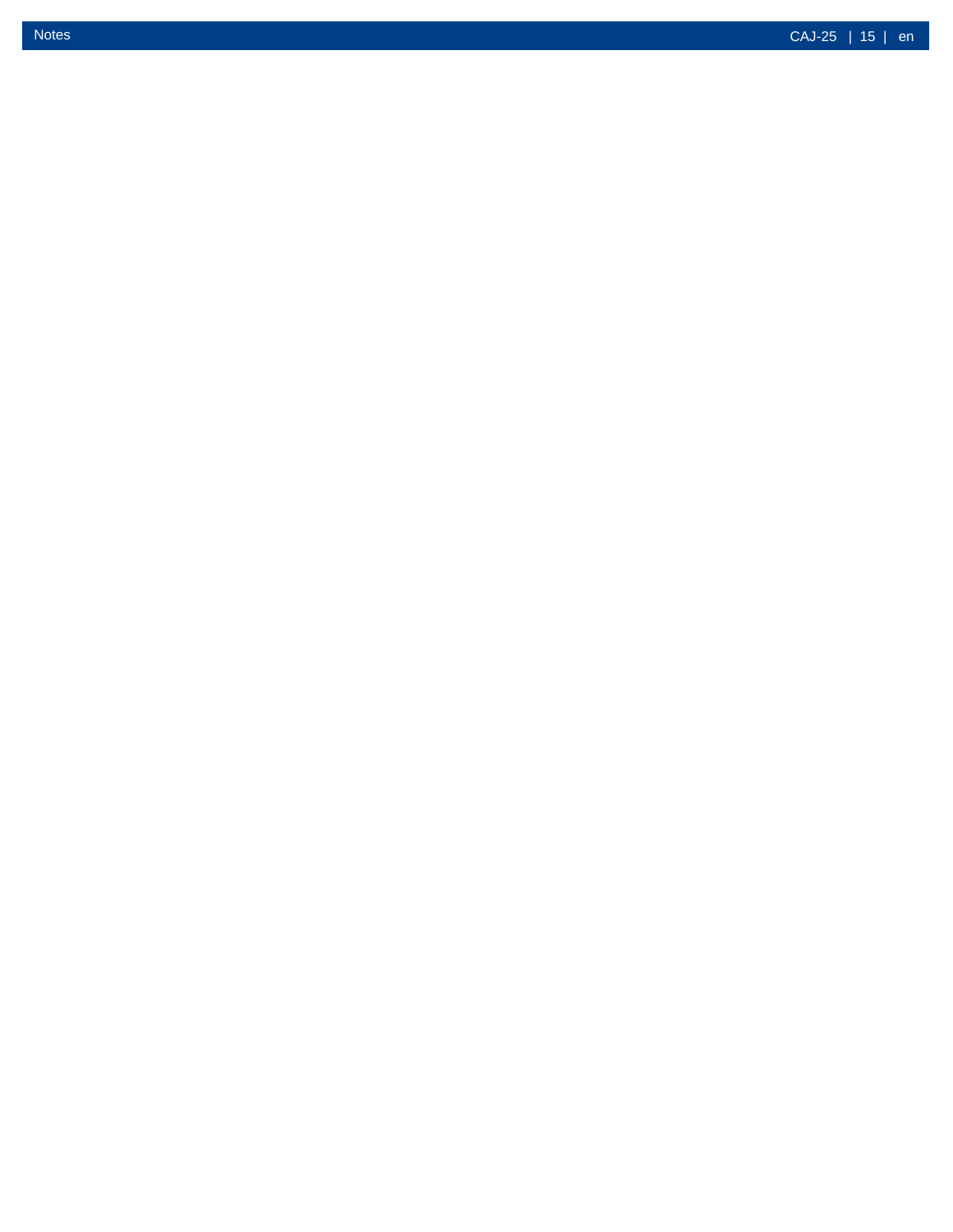# Notes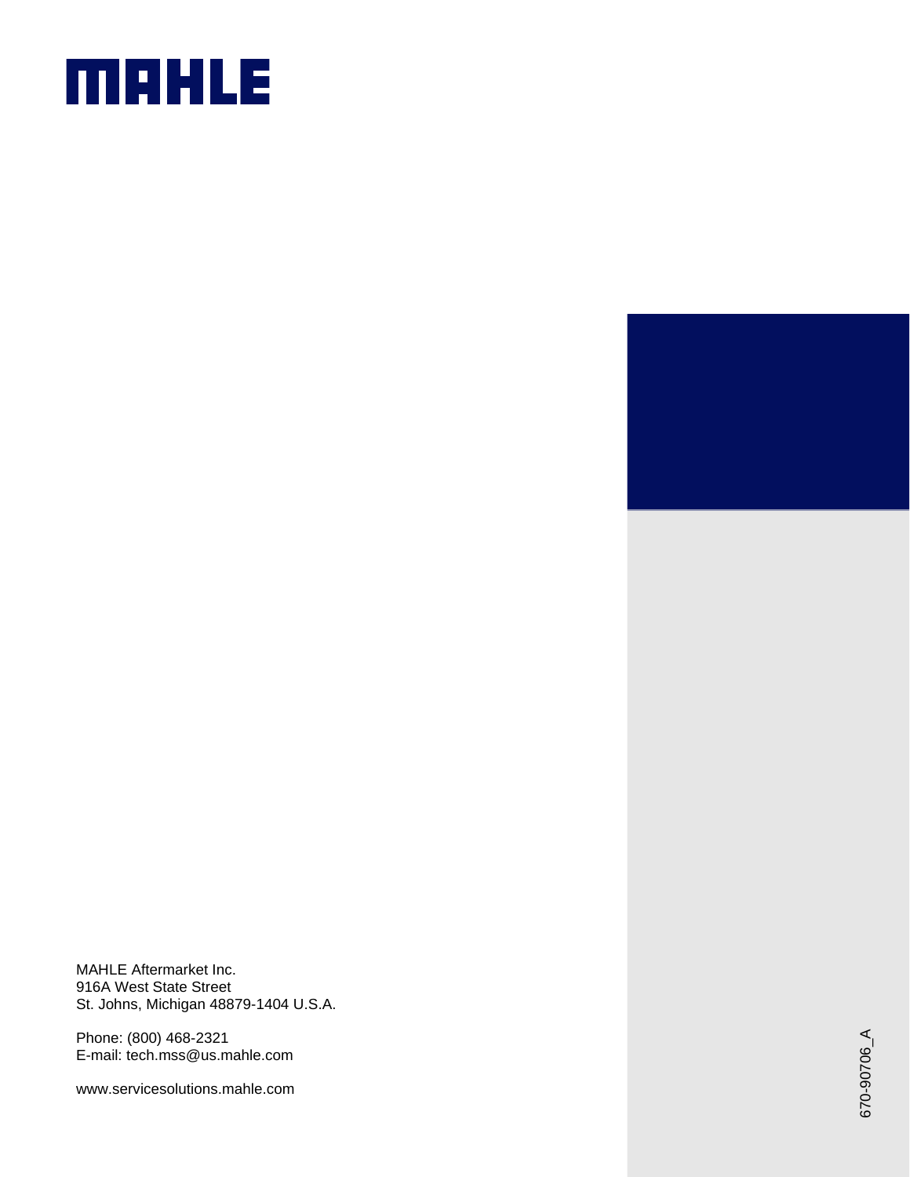MAHLE

MAHLE Aftermarket Inc.
916A West State Street
St. Johns, Michigan 48879-1404 U.S.A.

Phone: (800) 468-2321
E-mail: tech.mss@us.mahle.com

www.servicesolutions.mahle.com

670-90706_A